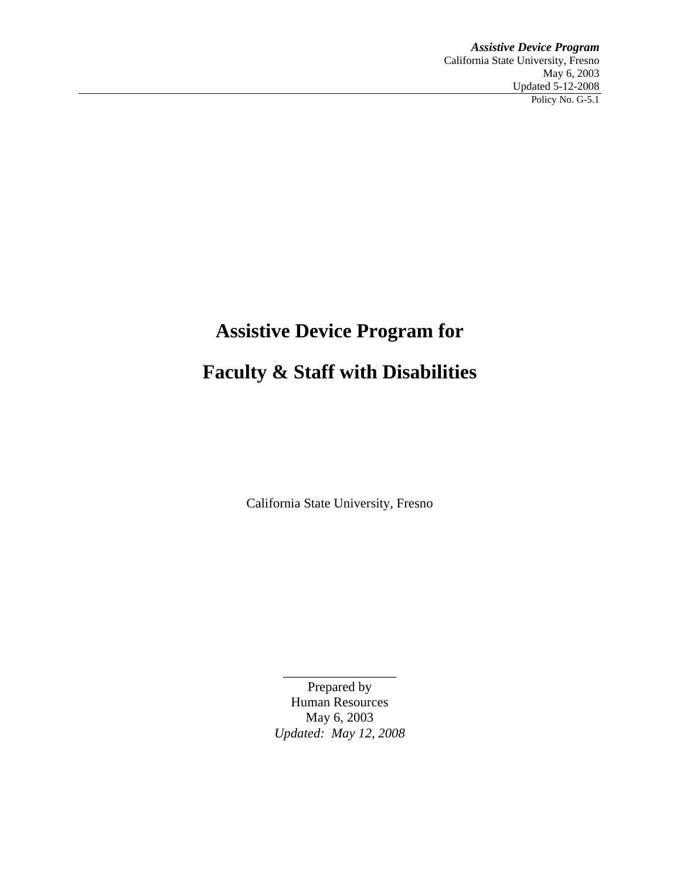# Assistive Device Program for

# Faculty & Staff with Disabilities

California State University, Fresno

_________________

Prepared by
Human Resources
May 6, 2003
*Updated: May 12, 2008*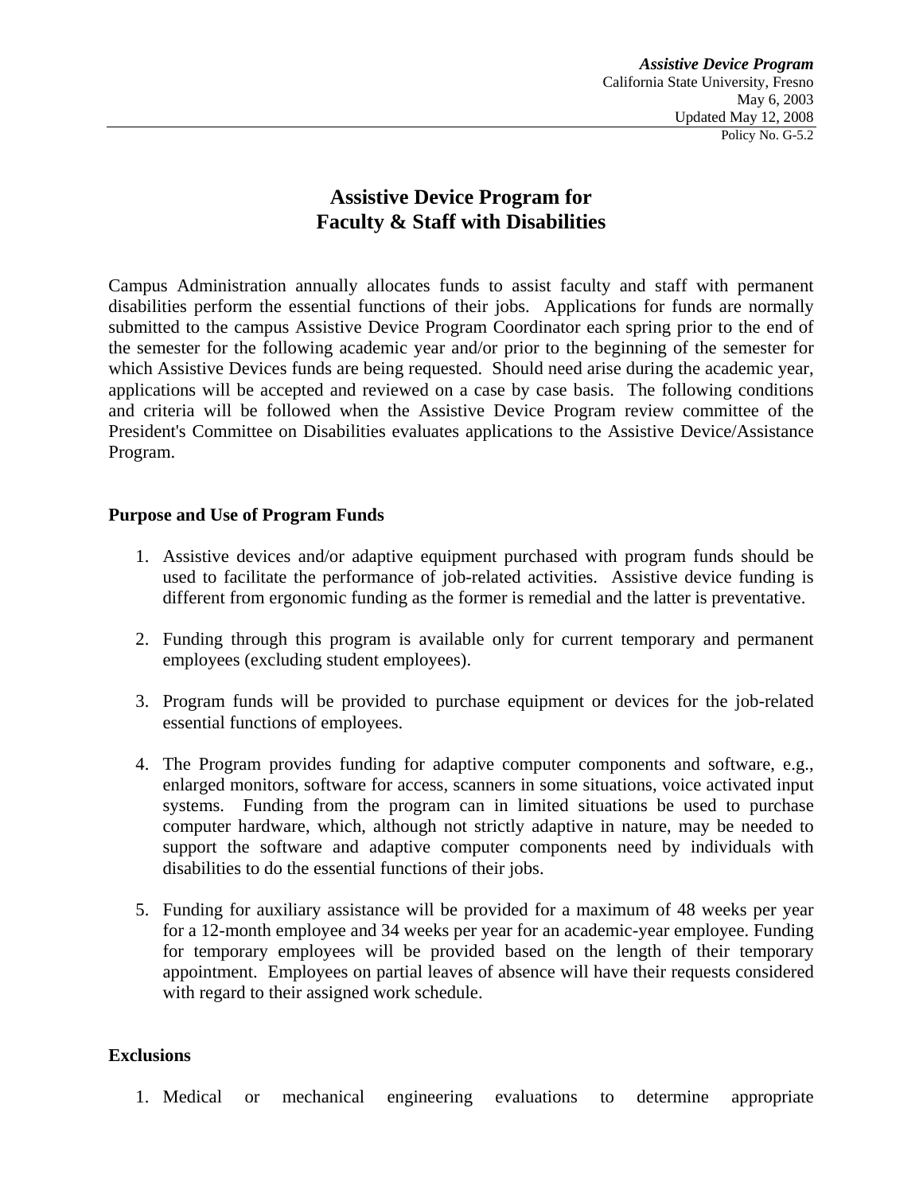# Assistive Device Program for Faculty & Staff with Disabilities

Campus Administration annually allocates funds to assist faculty and staff with permanent disabilities perform the essential functions of their jobs. Applications for funds are normally submitted to the campus Assistive Device Program Coordinator each spring prior to the end of the semester for the following academic year and/or prior to the beginning of the semester for which Assistive Devices funds are being requested. Should need arise during the academic year, applications will be accepted and reviewed on a case by case basis. The following conditions and criteria will be followed when the Assistive Device Program review committee of the President's Committee on Disabilities evaluates applications to the Assistive Device/Assistance Program.

### Purpose and Use of Program Funds

1. Assistive devices and/or adaptive equipment purchased with program funds should be used to facilitate the performance of job-related activities. Assistive device funding is different from ergonomic funding as the former is remedial and the latter is preventative.

2. Funding through this program is available only for current temporary and permanent employees (excluding student employees).

3. Program funds will be provided to purchase equipment or devices for the job-related essential functions of employees.

4. The Program provides funding for adaptive computer components and software, e.g., enlarged monitors, software for access, scanners in some situations, voice activated input systems. Funding from the program can in limited situations be used to purchase computer hardware, which, although not strictly adaptive in nature, may be needed to support the software and adaptive computer components need by individuals with disabilities to do the essential functions of their jobs.

5. Funding for auxiliary assistance will be provided for a maximum of 48 weeks per year for a 12-month employee and 34 weeks per year for an academic-year employee. Funding for temporary employees will be provided based on the length of their temporary appointment. Employees on partial leaves of absence will have their requests considered with regard to their assigned work schedule.

### Exclusions

1. Medical or mechanical engineering evaluations to determine appropriate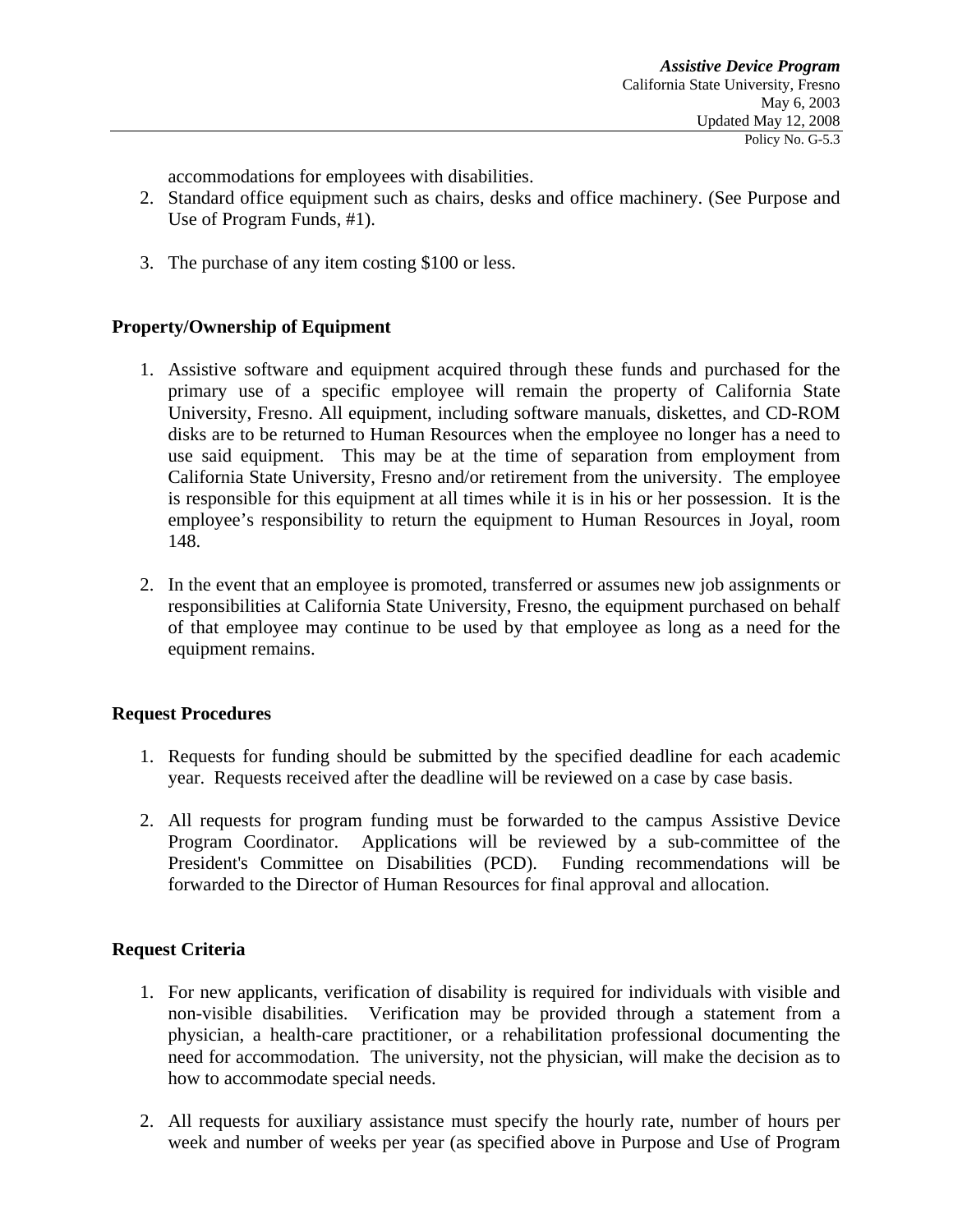accommodations for employees with disabilities.

2. Standard office equipment such as chairs, desks and office machinery. (See Purpose and Use of Program Funds, #1).

3. The purchase of any item costing $100 or less.

**Property/Ownership of Equipment**

1. Assistive software and equipment acquired through these funds and purchased for the primary use of a specific employee will remain the property of California State University, Fresno. All equipment, including software manuals, diskettes, and CD-ROM disks are to be returned to Human Resources when the employee no longer has a need to use said equipment. This may be at the time of separation from employment from California State University, Fresno and/or retirement from the university. The employee is responsible for this equipment at all times while it is in his or her possession. It is the employee's responsibility to return the equipment to Human Resources in Joyal, room 148.

2. In the event that an employee is promoted, transferred or assumes new job assignments or responsibilities at California State University, Fresno, the equipment purchased on behalf of that employee may continue to be used by that employee as long as a need for the equipment remains.

**Request Procedures**

1. Requests for funding should be submitted by the specified deadline for each academic year. Requests received after the deadline will be reviewed on a case by case basis.

2. All requests for program funding must be forwarded to the campus Assistive Device Program Coordinator. Applications will be reviewed by a sub-committee of the President's Committee on Disabilities (PCD). Funding recommendations will be forwarded to the Director of Human Resources for final approval and allocation.

**Request Criteria**

1. For new applicants, verification of disability is required for individuals with visible and non-visible disabilities. Verification may be provided through a statement from a physician, a health-care practitioner, or a rehabilitation professional documenting the need for accommodation. The university, not the physician, will make the decision as to how to accommodate special needs.

2. All requests for auxiliary assistance must specify the hourly rate, number of hours per week and number of weeks per year (as specified above in Purpose and Use of Program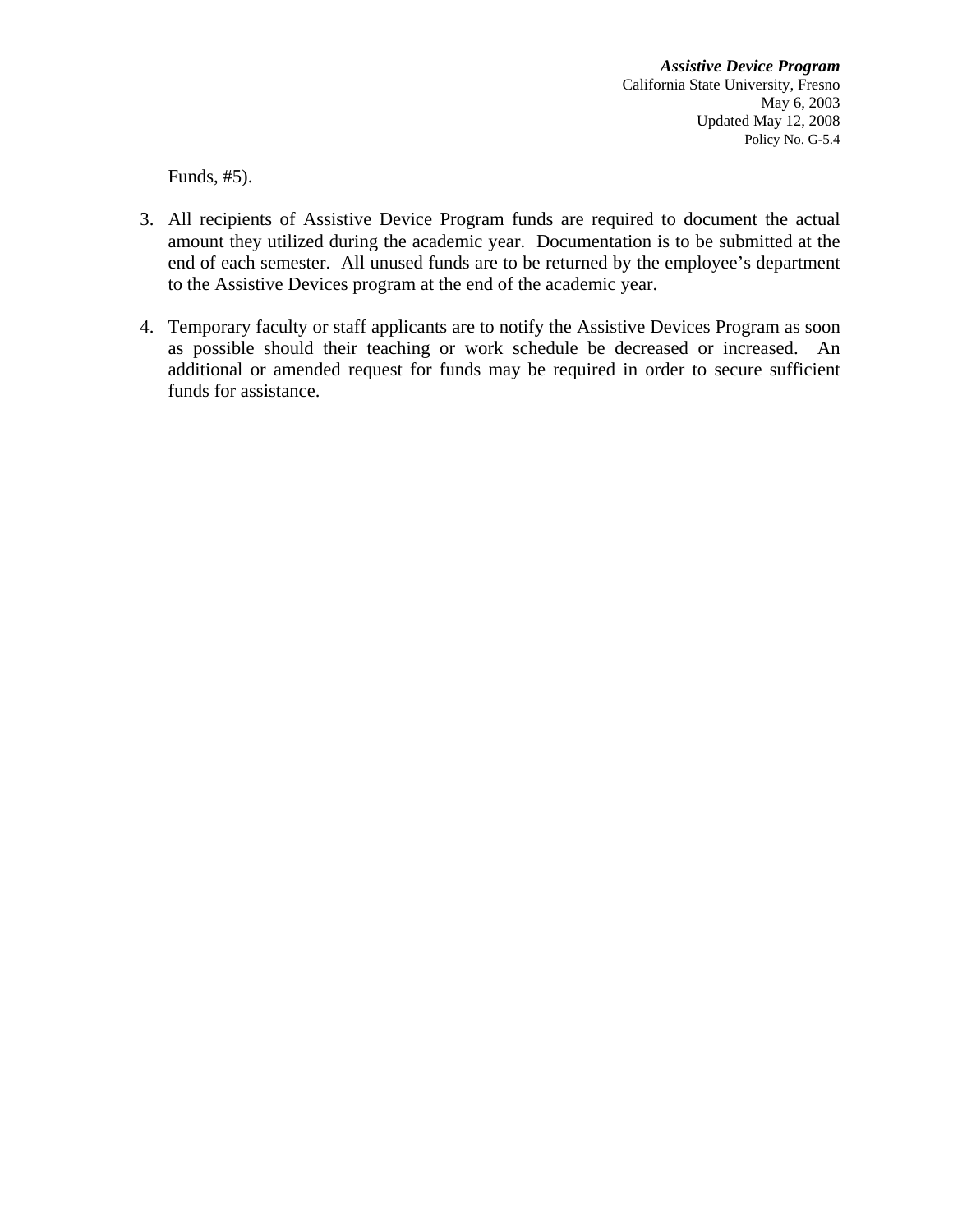Funds, #5).

3. All recipients of Assistive Device Program funds are required to document the actual amount they utilized during the academic year. Documentation is to be submitted at the end of each semester. All unused funds are to be returned by the employee's department to the Assistive Devices program at the end of the academic year.

4. Temporary faculty or staff applicants are to notify the Assistive Devices Program as soon as possible should their teaching or work schedule be decreased or increased. An additional or amended request for funds may be required in order to secure sufficient funds for assistance.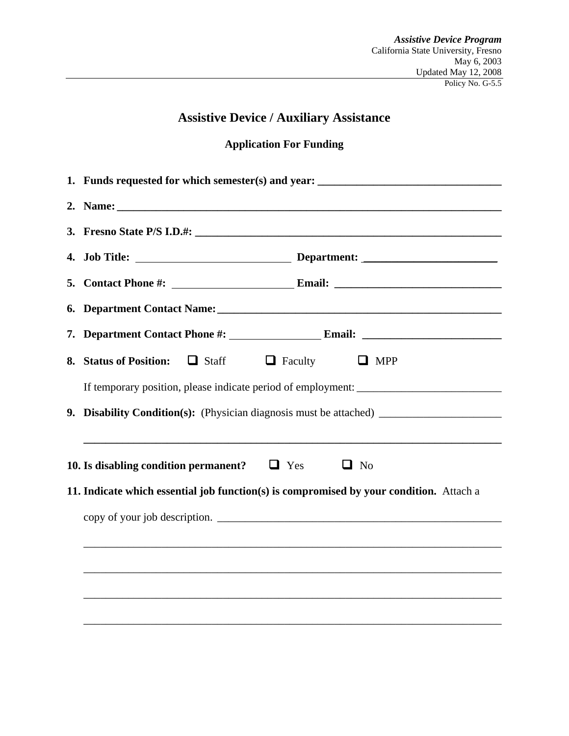*Assistive Device Program*
California State University, Fresno
May 6, 2003
Updated May 12, 2008
Policy No. G-5.5

# Assistive Device / Auxiliary Assistance

## Application For Funding

1. **Funds requested for which semester(s) and year:** ________________________________

2. **Name:** ____________________________________________________________________

3. **Fresno State P/S I.D.#:** ______________________________________________________

4. **Job Title:** ____________________________ **Department:** ________________________

5. **Contact Phone #:** ______________________ **Email:** _____________________________

6. **Department Contact Name:** ____________________________________________________

7. **Department Contact Phone #:** ________________ **Email:** ________________________

8. **Status of Position:** ☐ Staff ☐ Faculty ☐ MPP

   If temporary position, please indicate period of employment: _________________________

9. **Disability Condition(s):** (Physician diagnosis must be attached) _____________________

   ________________________________________________________________________________

10. **Is disabling condition permanent?** ☐ Yes ☐ No

11. **Indicate which essential job function(s) is compromised by your condition.** Attach a copy of your job description. ____________________________________________________

    ________________________________________________________________________________

    ________________________________________________________________________________

    ________________________________________________________________________________

    ________________________________________________________________________________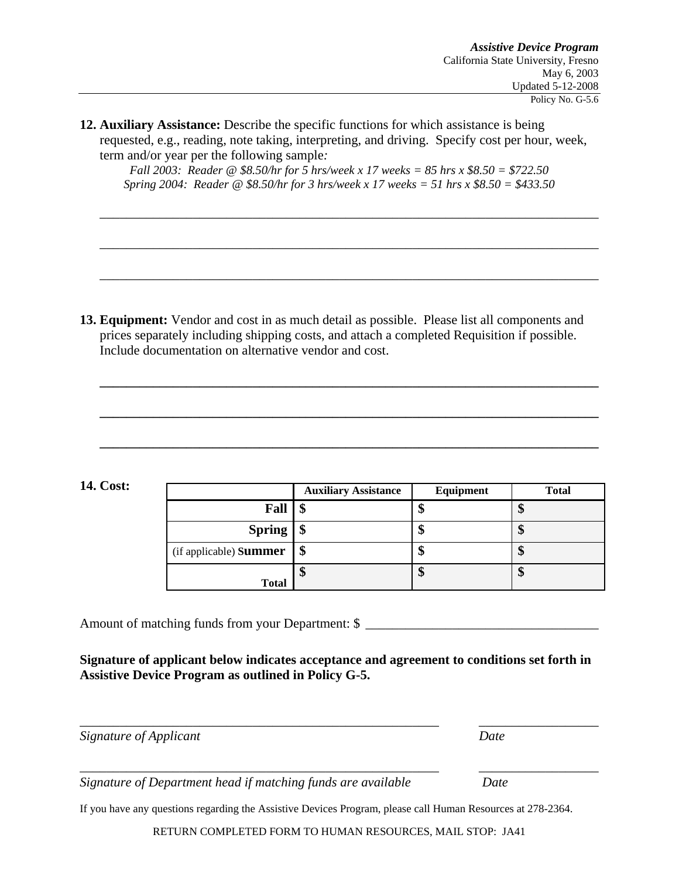**12. Auxiliary Assistance:** Describe the specific functions for which assistance is being requested, e.g., reading, note taking, interpreting, and driving. Specify cost per hour, week, term and/or year per the following sample:

*Fall 2003: Reader @ $8.50/hr for 5 hrs/week x 17 weeks = 85 hrs x $8.50 = $722.50*
*Spring 2004: Reader @ $8.50/hr for 3 hrs/week x 17 weeks = 51 hrs x $8.50 = $433.50*

______________________________________________________________________________

______________________________________________________________________________

______________________________________________________________________________

**13. Equipment:** Vendor and cost in as much detail as possible. Please list all components and prices separately including shipping costs, and attach a completed Requisition if possible. Include documentation on alternative vendor and cost.

______________________________________________________________________________

______________________________________________________________________________

______________________________________________________________________________

**14. Cost:**

| | Auxiliary Assistance | Equipment | Total |
|---|---|---|---|
| **Fall** | **$** | **$** | **$** |
| **Spring** | **$** | **$** | **$** |
| (if applicable) **Summer** | **$** | **$** | **$** |
| **Total** | **$** | **$** | **$** |

Amount of matching funds from your Department: $ ___________________________________

**Signature of applicant below indicates acceptance and agreement to conditions set forth in Assistive Device Program as outlined in Policy G-5.**

_________________________________________________________ __________________
*Signature of Applicant* *Date*

_________________________________________________________ __________________
*Signature of Department head if matching funds are available* *Date*

If you have any questions regarding the Assistive Devices Program, please call Human Resources at 278-2364.

RETURN COMPLETED FORM TO HUMAN RESOURCES, MAIL STOP: JA41